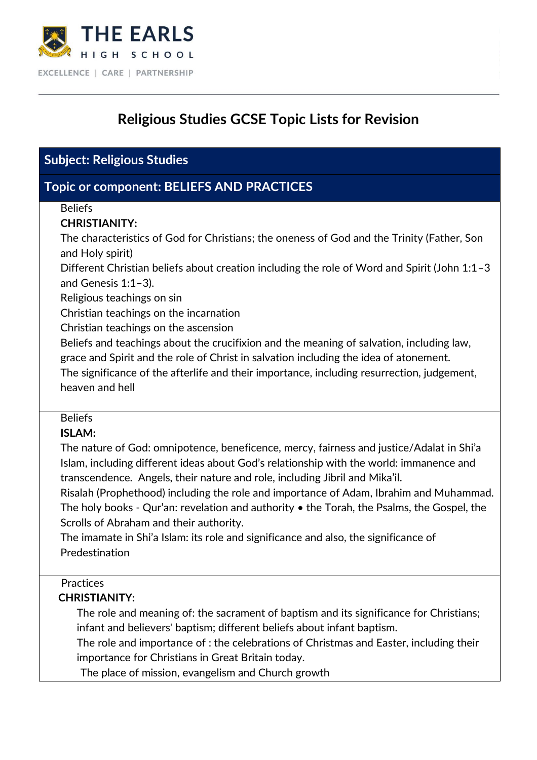THE EARLS
HIGH SCHOOL

EXCELLENCE | CARE | PARTNERSHIP

# Religious Studies GCSE Topic Lists for Revision

## Subject: Religious Studies

## Topic or component: BELIEFS AND PRACTICES

Beliefs

**CHRISTIANITY:**

The characteristics of God for Christians; the oneness of God and the Trinity (Father, Son and Holy spirit)

Different Christian beliefs about creation including the role of Word and Spirit (John 1:1–3 and Genesis 1:1–3).

Religious teachings on sin

Christian teachings on the incarnation

Christian teachings on the ascension

Beliefs and teachings about the crucifixion and the meaning of salvation, including law, grace and Spirit and the role of Christ in salvation including the idea of atonement.

The significance of the afterlife and their importance, including resurrection, judgement, heaven and hell

Beliefs

**ISLAM:**

The nature of God: omnipotence, beneficence, mercy, fairness and justice/Adalat in Shi'a Islam, including different ideas about God's relationship with the world: immanence and transcendence. Angels, their nature and role, including Jibril and Mika'il.

Risalah (Prophethood) including the role and importance of Adam, Ibrahim and Muhammad.

The holy books - Qur'an: revelation and authority • the Torah, the Psalms, the Gospel, the Scrolls of Abraham and their authority.

The imamate in Shi'a Islam: its role and significance and also, the significance of Predestination

Practices

**CHRISTIANITY:**

The role and meaning of: the sacrament of baptism and its significance for Christians; infant and believers' baptism; different beliefs about infant baptism.

The role and importance of : the celebrations of Christmas and Easter, including their importance for Christians in Great Britain today.

The place of mission, evangelism and Church growth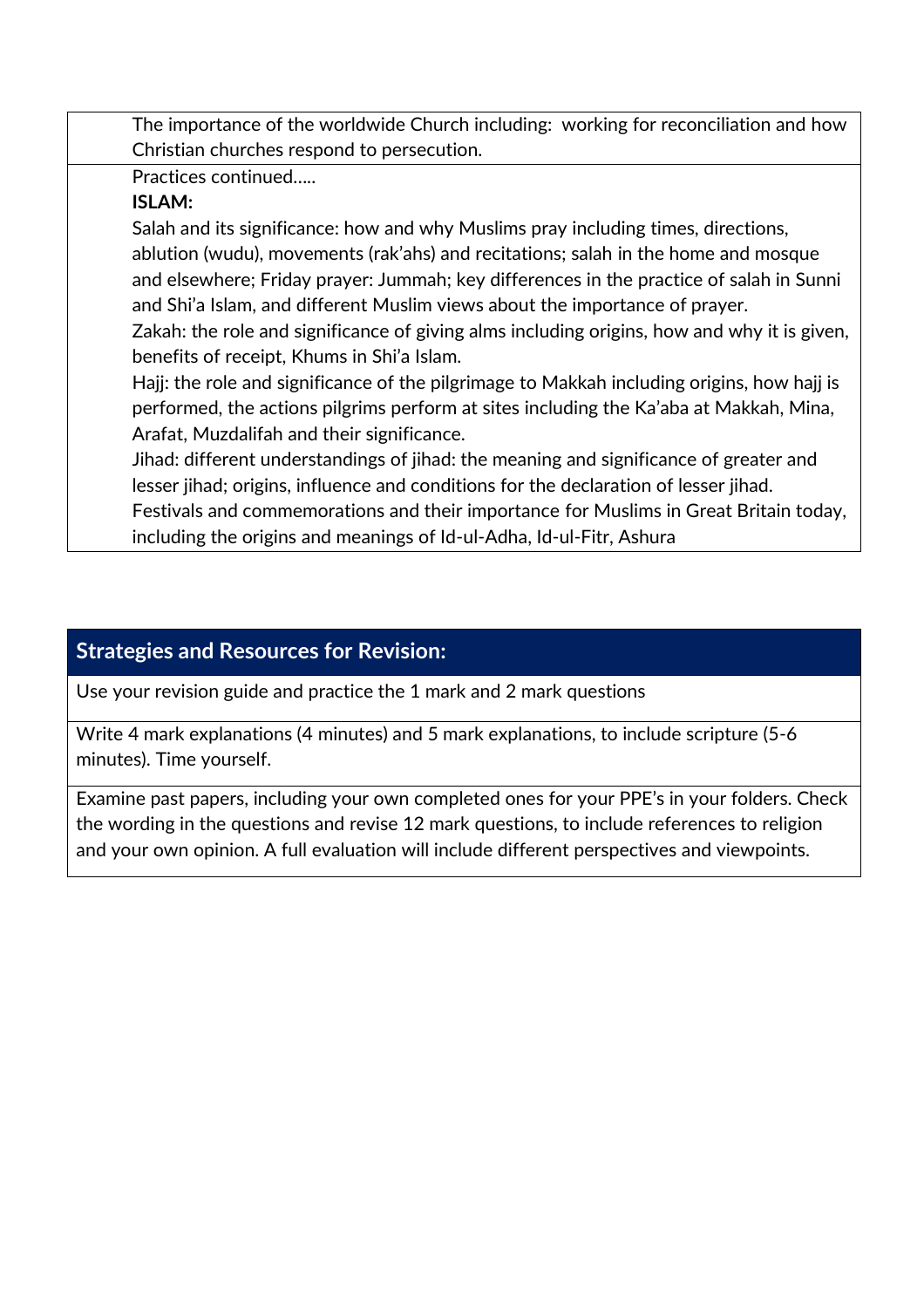| | |
|---|---|
| | The importance of the worldwide Church including: working for reconciliation and how Christian churches respond to persecution. |
| | Practices continued…..<br>**ISLAM:**<br>Salah and its significance: how and why Muslims pray including times, directions, ablution (wudu), movements (rak'ahs) and recitations; salah in the home and mosque and elsewhere; Friday prayer: Jummah; key differences in the practice of salah in Sunni and Shi'a Islam, and different Muslim views about the importance of prayer.<br>Zakah: the role and significance of giving alms including origins, how and why it is given, benefits of receipt, Khums in Shi'a Islam.<br>Hajj: the role and significance of the pilgrimage to Makkah including origins, how hajj is performed, the actions pilgrims perform at sites including the Ka'aba at Makkah, Mina, Arafat, Muzdalifah and their significance.<br>Jihad: different understandings of jihad: the meaning and significance of greater and lesser jihad; origins, influence and conditions for the declaration of lesser jihad.<br>Festivals and commemorations and their importance for Muslims in Great Britain today, including the origins and meanings of Id-ul-Adha, Id-ul-Fitr, Ashura |

| **Strategies and Resources for Revision:** |
|---|
| Use your revision guide and practice the 1 mark and 2 mark questions |
| Write 4 mark explanations (4 minutes) and 5 mark explanations, to include scripture (5-6 minutes). Time yourself. |
| Examine past papers, including your own completed ones for your PPE's in your folders. Check the wording in the questions and revise 12 mark questions, to include references to religion and your own opinion. A full evaluation will include different perspectives and viewpoints. |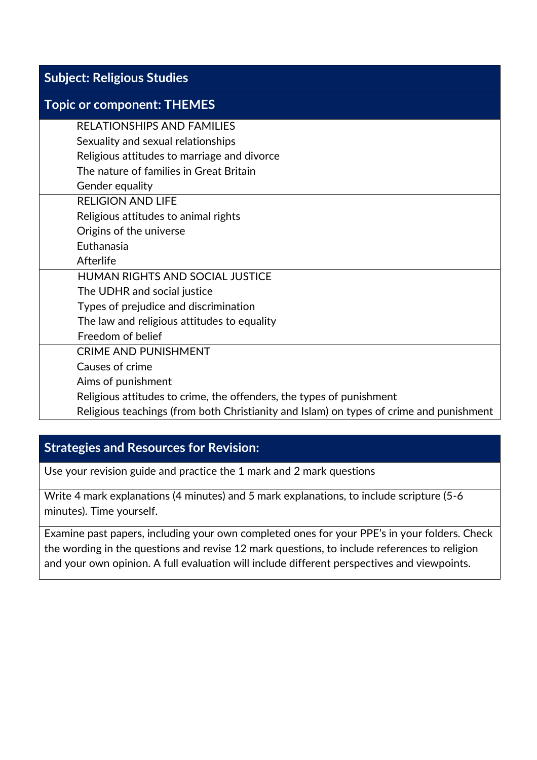| Subject: Religious Studies |
| --- |
| **Topic or component: THEMES** |
| RELATIONSHIPS AND FAMILIES<br>Sexuality and sexual relationships<br>Religious attitudes to marriage and divorce<br>The nature of families in Great Britain<br>Gender equality |
| RELIGION AND LIFE<br>Religious attitudes to animal rights<br>Origins of the universe<br>Euthanasia<br>Afterlife |
| HUMAN RIGHTS AND SOCIAL JUSTICE<br>The UDHR and social justice<br>Types of prejudice and discrimination<br>The law and religious attitudes to equality<br>Freedom of belief |
| CRIME AND PUNISHMENT<br>Causes of crime<br>Aims of punishment<br>Religious attitudes to crime, the offenders, the types of punishment<br>Religious teachings (from both Christianity and Islam) on types of crime and punishment |

| Strategies and Resources for Revision: |
| --- |
| Use your revision guide and practice the 1 mark and 2 mark questions |
| Write 4 mark explanations (4 minutes) and 5 mark explanations, to include scripture (5-6 minutes). Time yourself. |
| Examine past papers, including your own completed ones for your PPE's in your folders. Check the wording in the questions and revise 12 mark questions, to include references to religion and your own opinion. A full evaluation will include different perspectives and viewpoints. |